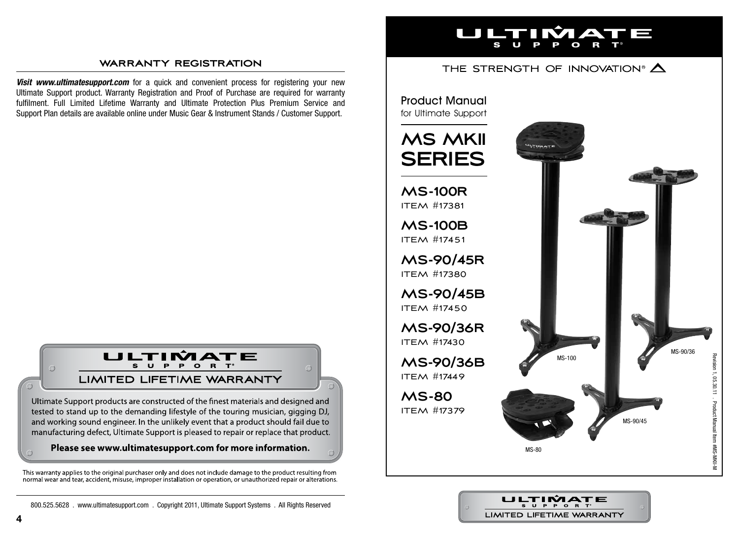## WARRANTY REGISTRATION

***Visit www.ultimatesupport.com*** for a quick and convenient process for registering your new Ultimate Support product. Warranty Registration and Proof of Purchase are required for warranty fulfilment. Full Limited Lifetime Warranty and Ultimate Protection Plus Premium Service and Support Plan details are available online under Music Gear & Instrument Stands / Customer Support.

**ULTIMATE SUPPORT®**

**LIMITED LIFETIME WARRANTY**

Ultimate Support products are constructed of the finest materials and designed and tested to stand up to the demanding lifestyle of the touring musician, gigging DJ, and working sound engineer. In the unlikely event that a product should fail due to manufacturing defect, Ultimate Support is pleased to repair or replace that product.

**Please see www.ultimatesupport.com for more information.**

This warranty applies to the original purchaser only and does not include damage to the product resulting from normal wear and tear, accident, misuse, improper installation or operation, or unauthorized repair or alterations.

800.525.5628 . www.ultimatesupport.com . Copyright 2011, Ultimate Support Systems . All Rights Reserved

# ULTIMATE SUPPORT®

THE STRENGTH OF INNOVATION®

Product Manual
for Ultimate Support

# MS MKII SERIES

## MS-100R
ITEM #17381

## MS-100B
ITEM #17451

## MS-90/45R
ITEM #17380

## MS-90/45B
ITEM #17450

## MS-90/36R
ITEM #17430

## MS-90/36B
ITEM #17449

## MS-80
ITEM #17379

MS-100

MS-90/36

MS-90/45

MS-80

Revision 1, 05.30.11 . Product Manual Item #MS-MKII-M

**ULTIMATE SUPPORT®**

**LIMITED LIFETIME WARRANTY**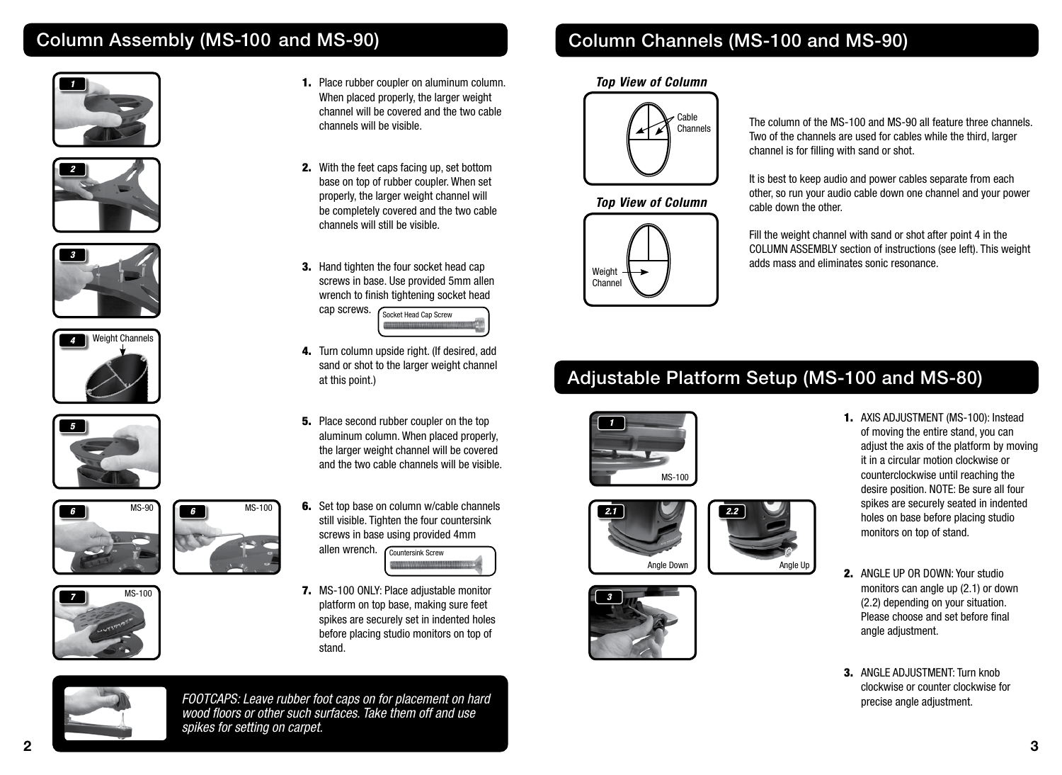## Column Assembly (MS-100 and MS-90)

1. Place rubber coupler on aluminum column. When placed properly, the larger weight channel will be covered and the two cable channels will be visible.

2. With the feet caps facing up, set bottom base on top of rubber coupler. When set properly, the larger weight channel will be completely covered and the two cable channels will still be visible.

3. Hand tighten the four socket head cap screws in base. Use provided 5mm allen wrench to finish tightening socket head cap screws.

Socket Head Cap Screw

4. Turn column upside right. (If desired, add sand or shot to the larger weight channel at this point.)

Weight Channels

5. Place second rubber coupler on the top aluminum column. When placed properly, the larger weight channel will be covered and the two cable channels will be visible.

6. Set top base on column w/cable channels still visible. Tighten the four countersink screws in base using provided 4mm allen wrench.

Countersink Screw

6 MS-90 | 6 MS-100

7. MS-100 ONLY: Place adjustable monitor platform on top base, making sure feet spikes are securely set in indented holes before placing studio monitors on top of stand.

7 MS-100

*FOOTCAPS: Leave rubber foot caps on for placement on hard wood floors or other such surfaces. Take them off and use spikes for setting on carpet.*

## Column Channels (MS-100 and MS-90)

***Top View of Column***

Cable Channels

***Top View of Column***

Weight Channel

The column of the MS-100 and MS-90 all feature three channels. Two of the channels are used for cables while the third, larger channel is for filling with sand or shot.

It is best to keep audio and power cables separate from each other, so run your audio cable down one channel and your power cable down the other.

Fill the weight channel with sand or shot after point 4 in the COLUMN ASSEMBLY section of instructions (see left). This weight adds mass and eliminates sonic resonance.

## Adjustable Platform Setup (MS-100 and MS-80)

1. AXIS ADJUSTMENT (MS-100): Instead of moving the entire stand, you can adjust the axis of the platform by moving it in a circular motion clockwise or counterclockwise until reaching the desire position. NOTE: Be sure all four spikes are securely seated in indented holes on base before placing studio monitors on top of stand.

2. ANGLE UP OR DOWN: Your studio monitors can angle up (2.1) or down (2.2) depending on your situation. Please choose and set before final angle adjustment.

3. ANGLE ADJUSTMENT: Turn knob clockwise or counter clockwise for precise angle adjustment.

1 MS-100

2.1 Angle Down

2.2 Angle Up

3